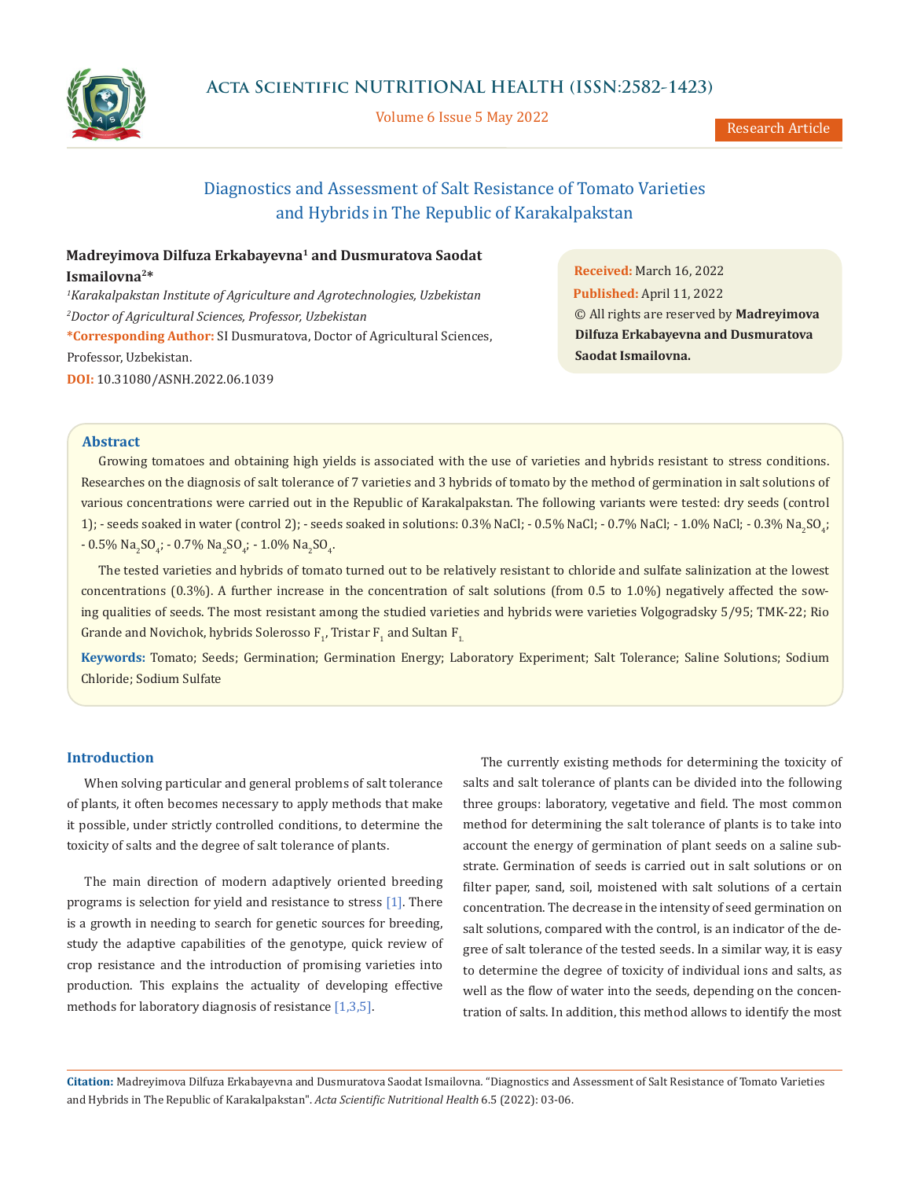# Diagnostics and Assessment of Salt Resistance of Tomato Varieties and Hybrids in The Republic of Karakalpakstan

**Madreyimova Dilfuza Erkabayevna[1] and Dusmuratova Saodat Ismailovna[2]***

*[1]Karakalpakstan Institute of Agriculture and Agrotechnologies, Uzbekistan*
*[2]Doctor of Agricultural Sciences, Professor, Uzbekistan*

***Corresponding Author:** SI Dusmuratova, Doctor of Agricultural Sciences, Professor, Uzbekistan.

**DOI:** 10.31080/ASNH.2022.06.1039

**Received:** March 16, 2022
**Published:** April 11, 2022
© All rights are reserved by **Madreyimova Dilfuza Erkabayevna and Dusmuratova Saodat Ismailovna.**

## Abstract

Growing tomatoes and obtaining high yields is associated with the use of varieties and hybrids resistant to stress conditions. Researches on the diagnosis of salt tolerance of 7 varieties and 3 hybrids of tomato by the method of germination in salt solutions of various concentrations were carried out in the Republic of Karakalpakstan. The following variants were tested: dry seeds (control 1); - seeds soaked in water (control 2); - seeds soaked in solutions: 0.3% NaCl; - 0.5% NaCl; - 0.7% NaCl; - 1.0% NaCl; - 0.3% $Na_2SO_4$; - 0.5% $Na_2SO_4$; - 0.7% $Na_2SO_4$; - 1.0% $Na_2SO_4$.

The tested varieties and hybrids of tomato turned out to be relatively resistant to chloride and sulfate salinization at the lowest concentrations (0.3%). A further increase in the concentration of salt solutions (from 0.5 to 1.0%) negatively affected the sowing qualities of seeds. The most resistant among the studied varieties and hybrids were varieties Volgogradsky 5/95; TMK-22; Rio Grande and Novichok, hybrids Solerosso $F_1$, Tristar $F_1$ and Sultan $F_1$.

**Keywords:** Tomato; Seeds; Germination; Germination Energy; Laboratory Experiment; Salt Tolerance; Saline Solutions; Sodium Chloride; Sodium Sulfate

## Introduction

When solving particular and general problems of salt tolerance of plants, it often becomes necessary to apply methods that make it possible, under strictly controlled conditions, to determine the toxicity of salts and the degree of salt tolerance of plants.

The main direction of modern adaptively oriented breeding programs is selection for yield and resistance to stress [1]. There is a growth in needing to search for genetic sources for breeding, study the adaptive capabilities of the genotype, quick review of crop resistance and the introduction of promising varieties into production. This explains the actuality of developing effective methods for laboratory diagnosis of resistance [1,3,5].

The currently existing methods for determining the toxicity of salts and salt tolerance of plants can be divided into the following three groups: laboratory, vegetative and field. The most common method for determining the salt tolerance of plants is to take into account the energy of germination of plant seeds on a saline substrate. Germination of seeds is carried out in salt solutions or on filter paper, sand, soil, moistened with salt solutions of a certain concentration. The decrease in the intensity of seed germination on salt solutions, compared with the control, is an indicator of the degree of salt tolerance of the tested seeds. In a similar way, it is easy to determine the degree of toxicity of individual ions and salts, as well as the flow of water into the seeds, depending on the concentration of salts. In addition, this method allows to identify the most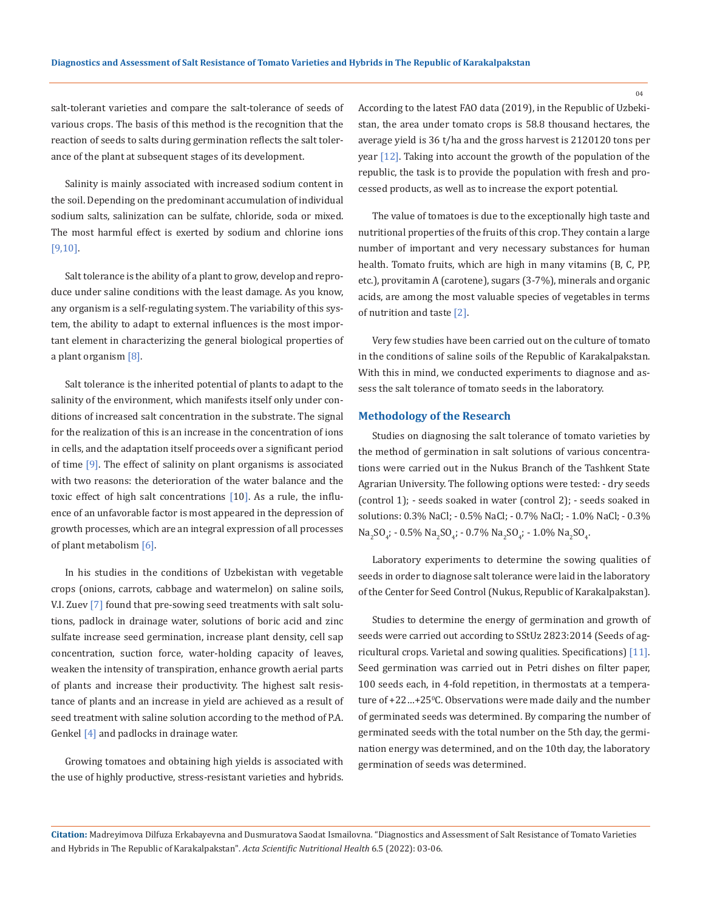salt-tolerant varieties and compare the salt-tolerance of seeds of various crops. The basis of this method is the recognition that the reaction of seeds to salts during germination reflects the salt tolerance of the plant at subsequent stages of its development.

Salinity is mainly associated with increased sodium content in the soil. Depending on the predominant accumulation of individual sodium salts, salinization can be sulfate, chloride, soda or mixed. The most harmful effect is exerted by sodium and chlorine ions [9,10].

Salt tolerance is the ability of a plant to grow, develop and reproduce under saline conditions with the least damage. As you know, any organism is a self-regulating system. The variability of this system, the ability to adapt to external influences is the most important element in characterizing the general biological properties of a plant organism [8].

Salt tolerance is the inherited potential of plants to adapt to the salinity of the environment, which manifests itself only under conditions of increased salt concentration in the substrate. The signal for the realization of this is an increase in the concentration of ions in cells, and the adaptation itself proceeds over a significant period of time [9]. The effect of salinity on plant organisms is associated with two reasons: the deterioration of the water balance and the toxic effect of high salt concentrations [10]. As a rule, the influence of an unfavorable factor is most appeared in the depression of growth processes, which are an integral expression of all processes of plant metabolism [6].

In his studies in the conditions of Uzbekistan with vegetable crops (onions, carrots, cabbage and watermelon) on saline soils, V.I. Zuev [7] found that pre-sowing seed treatments with salt solutions, padlock in drainage water, solutions of boric acid and zinc sulfate increase seed germination, increase plant density, cell sap concentration, suction force, water-holding capacity of leaves, weaken the intensity of transpiration, enhance growth aerial parts of plants and increase their productivity. The highest salt resistance of plants and an increase in yield are achieved as a result of seed treatment with saline solution according to the method of P.A. Genkel [4] and padlocks in drainage water.

Growing tomatoes and obtaining high yields is associated with the use of highly productive, stress-resistant varieties and hybrids. According to the latest FAO data (2019), in the Republic of Uzbekistan, the area under tomato crops is 58.8 thousand hectares, the average yield is 36 t/ha and the gross harvest is 2120120 tons per year [12]. Taking into account the growth of the population of the republic, the task is to provide the population with fresh and processed products, as well as to increase the export potential.

The value of tomatoes is due to the exceptionally high taste and nutritional properties of the fruits of this crop. They contain a large number of important and very necessary substances for human health. Tomato fruits, which are high in many vitamins (B, C, PP, etc.), provitamin A (carotene), sugars (3-7%), minerals and organic acids, are among the most valuable species of vegetables in terms of nutrition and taste [2].

Very few studies have been carried out on the culture of tomato in the conditions of saline soils of the Republic of Karakalpakstan. With this in mind, we conducted experiments to diagnose and assess the salt tolerance of tomato seeds in the laboratory.

## Methodology of the Research

Studies on diagnosing the salt tolerance of tomato varieties by the method of germination in salt solutions of various concentrations were carried out in the Nukus Branch of the Tashkent State Agrarian University. The following options were tested: - dry seeds (control 1); - seeds soaked in water (control 2); - seeds soaked in solutions: 0.3% NaCl; - 0.5% NaCl; - 0.7% NaCl; - 1.0% NaCl; - 0.3% $Na_2SO_4$; - 0.5% $Na_2SO_4$; - 0.7% $Na_2SO_4$; - 1.0% $Na_2SO_4$.

Laboratory experiments to determine the sowing qualities of seeds in order to diagnose salt tolerance were laid in the laboratory of the Center for Seed Control (Nukus, Republic of Karakalpakstan).

Studies to determine the energy of germination and growth of seeds were carried out according to SStUz 2823:2014 (Seeds of agricultural crops. Varietal and sowing qualities. Specifications) [11]. Seed germination was carried out in Petri dishes on filter paper, 100 seeds each, in 4-fold repetition, in thermostats at a temperature of +22…+25$^0$C. Observations were made daily and the number of germinated seeds was determined. By comparing the number of germinated seeds with the total number on the 5th day, the germination energy was determined, and on the 10th day, the laboratory germination of seeds was determined.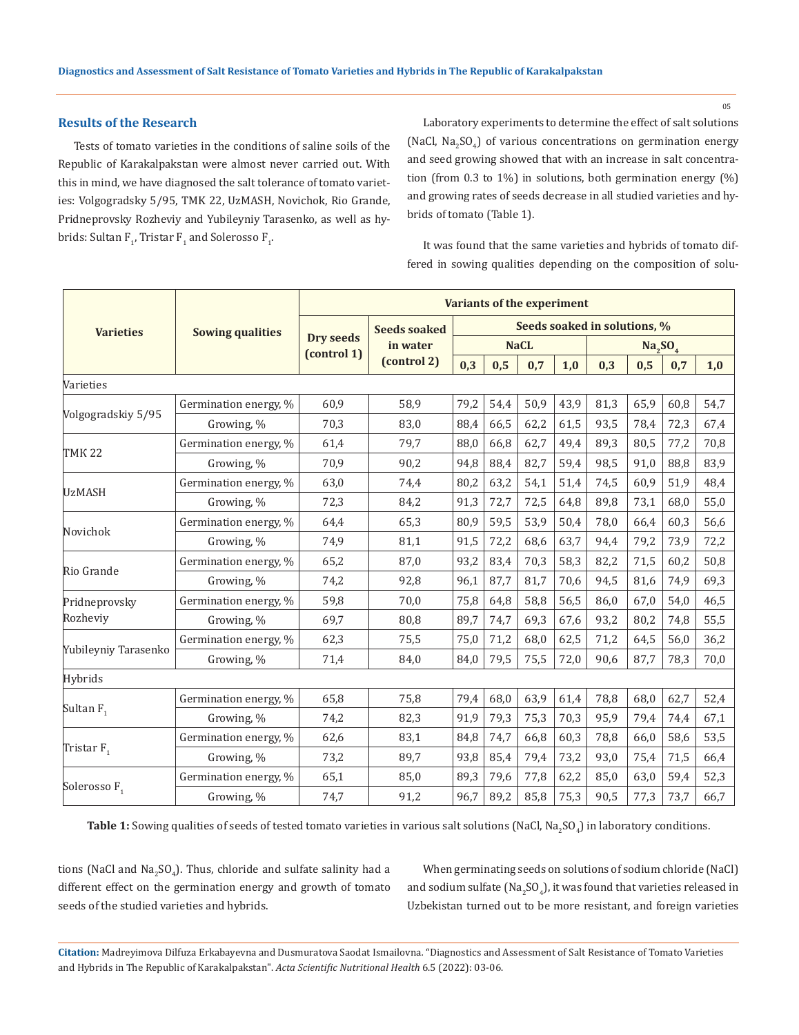## Results of the Research

Tests of tomato varieties in the conditions of saline soils of the Republic of Karakalpakstan were almost never carried out. With this in mind, we have diagnosed the salt tolerance of tomato varieties: Volgogradsky 5/95, TMK 22, UzMASH, Novichok, Rio Grande, Pridneprovsky Rozheviy and Yubileyniy Tarasenko, as well as hybrids: Sultan $F_1$, Tristar $F_1$ and Solerosso $F_1$.

Laboratory experiments to determine the effect of salt solutions (NaCl, $Na_2SO_4$) of various concentrations on germination energy and seed growing showed that with an increase in salt concentration (from 0.3 to 1%) in solutions, both germination energy (%) and growing rates of seeds decrease in all studied varieties and hybrids of tomato (Table 1).

It was found that the same varieties and hybrids of tomato differed in sowing qualities depending on the composition of solutions (NaCl and $Na_2SO_4$). Thus, chloride and sulfate salinity had a different effect on the germination energy and growth of tomato seeds of the studied varieties and hybrids.

| Varieties | Sowing qualities | Variants of the experiment | | | | | | | | | |
|---|---|---|---|---|---|---|---|---|---|---|---|
| | | Dry seeds (control 1) | Seeds soaked in water (control 2) | Seeds soaked in solutions, % | | | | | | | |
| | | | | NaCl | | | | $Na_2SO_4$ | | | |
| | | | | 0,3 | 0,5 | 0,7 | 1,0 | 0,3 | 0,5 | 0,7 | 1,0 |
| Varieties | | | | | | | | | | | |
| Volgogradskiy 5/95 | Germination energy, % | 60,9 | 58,9 | 79,2 | 54,4 | 50,9 | 43,9 | 81,3 | 65,9 | 60,8 | 54,7 |
| | Growing, % | 70,3 | 83,0 | 88,4 | 66,5 | 62,2 | 61,5 | 93,5 | 78,4 | 72,3 | 67,4 |
| TMK 22 | Germination energy, % | 61,4 | 79,7 | 88,0 | 66,8 | 62,7 | 49,4 | 89,3 | 80,5 | 77,2 | 70,8 |
| | Growing, % | 70,9 | 90,2 | 94,8 | 88,4 | 82,7 | 59,4 | 98,5 | 91,0 | 88,8 | 83,9 |
| UzMASH | Germination energy, % | 63,0 | 74,4 | 80,2 | 63,2 | 54,1 | 51,4 | 74,5 | 60,9 | 51,9 | 48,4 |
| | Growing, % | 72,3 | 84,2 | 91,3 | 72,7 | 72,5 | 64,8 | 89,8 | 73,1 | 68,0 | 55,0 |
| Novichok | Germination energy, % | 64,4 | 65,3 | 80,9 | 59,5 | 53,9 | 50,4 | 78,0 | 66,4 | 60,3 | 56,6 |
| | Growing, % | 74,9 | 81,1 | 91,5 | 72,2 | 68,6 | 63,7 | 94,4 | 79,2 | 73,9 | 72,2 |
| Rio Grande | Germination energy, % | 65,2 | 87,0 | 93,2 | 83,4 | 70,3 | 58,3 | 82,2 | 71,5 | 60,2 | 50,8 |
| | Growing, % | 74,2 | 92,8 | 96,1 | 87,7 | 81,7 | 70,6 | 94,5 | 81,6 | 74,9 | 69,3 |
| Pridneprovsky Rozheviy | Germination energy, % | 59,8 | 70,0 | 75,8 | 64,8 | 58,8 | 56,5 | 86,0 | 67,0 | 54,0 | 46,5 |
| | Growing, % | 69,7 | 80,8 | 89,7 | 74,7 | 69,3 | 67,6 | 93,2 | 80,2 | 74,8 | 55,5 |
| Yubileyniy Tarasenko | Germination energy, % | 62,3 | 75,5 | 75,0 | 71,2 | 68,0 | 62,5 | 71,2 | 64,5 | 56,0 | 36,2 |
| | Growing, % | 71,4 | 84,0 | 84,0 | 79,5 | 75,5 | 72,0 | 90,6 | 87,7 | 78,3 | 70,0 |
| Hybrids | | | | | | | | | | | |
| Sultan $F_1$ | Germination energy, % | 65,8 | 75,8 | 79,4 | 68,0 | 63,9 | 61,4 | 78,8 | 68,0 | 62,7 | 52,4 |
| | Growing, % | 74,2 | 82,3 | 91,9 | 79,3 | 75,3 | 70,3 | 95,9 | 79,4 | 74,4 | 67,1 |
| Tristar $F_1$ | Germination energy, % | 62,6 | 83,1 | 84,8 | 74,7 | 66,8 | 60,3 | 78,8 | 66,0 | 58,6 | 53,5 |
| | Growing, % | 73,2 | 89,7 | 93,8 | 85,4 | 79,4 | 73,2 | 93,0 | 75,4 | 71,5 | 66,4 |
| Solerosso $F_1$ | Germination energy, % | 65,1 | 85,0 | 89,3 | 79,6 | 77,8 | 62,2 | 85,0 | 63,0 | 59,4 | 52,3 |
| | Growing, % | 74,7 | 91,2 | 96,7 | 89,2 | 85,8 | 75,3 | 90,5 | 77,3 | 73,7 | 66,7 |

**Table 1:** Sowing qualities of seeds of tested tomato varieties in various salt solutions (NaCl, $Na_2SO_4$) in laboratory conditions.

When germinating seeds on solutions of sodium chloride (NaCl) and sodium sulfate ($Na_2SO_4$), it was found that varieties released in Uzbekistan turned out to be more resistant, and foreign varieties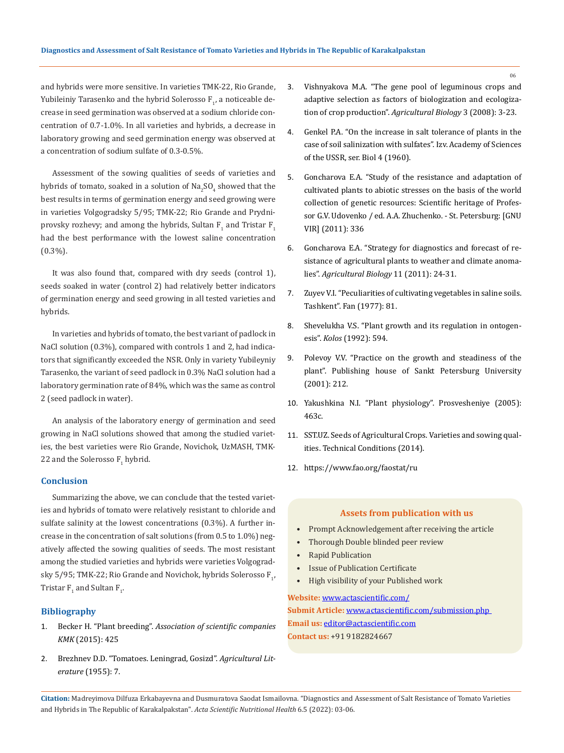and hybrids were more sensitive. In varieties TMK-22, Rio Grande, Yubileiniy Tarasenko and the hybrid Solerosso $F_1$, a noticeable decrease in seed germination was observed at a sodium chloride concentration of 0.7-1.0%. In all varieties and hybrids, a decrease in laboratory growing and seed germination energy was observed at a concentration of sodium sulfate of 0.3-0.5%.

Assessment of the sowing qualities of seeds of varieties and hybrids of tomato, soaked in a solution of $Na_2SO_4$ showed that the best results in terms of germination energy and seed growing were in varieties Volgogradsky 5/95; TMK-22; Rio Grande and Prydniprovsky rozhevy; and among the hybrids, Sultan $F_1$ and Tristar $F_1$ had the best performance with the lowest saline concentration (0.3%).

It was also found that, compared with dry seeds (control 1), seeds soaked in water (control 2) had relatively better indicators of germination energy and seed growing in all tested varieties and hybrids.

In varieties and hybrids of tomato, the best variant of padlock in NaCl solution (0.3%), compared with controls 1 and 2, had indicators that significantly exceeded the NSR. Only in variety Yubileyniy Tarasenko, the variant of seed padlock in 0.3% NaCl solution had a laboratory germination rate of 84%, which was the same as control 2 (seed padlock in water).

An analysis of the laboratory energy of germination and seed growing in NaCl solutions showed that among the studied varieties, the best varieties were Rio Grande, Novichok, UzMASH, TMK-22 and the Solerosso $F_1$ hybrid.

## Conclusion

Summarizing the above, we can conclude that the tested varieties and hybrids of tomato were relatively resistant to chloride and sulfate salinity at the lowest concentrations (0.3%). A further increase in the concentration of salt solutions (from 0.5 to 1.0%) negatively affected the sowing qualities of seeds. The most resistant among the studied varieties and hybrids were varieties Volgogradsky 5/95; TMK-22; Rio Grande and Novichok, hybrids Solerosso $F_1$, Tristar $F_1$ and Sultan $F_1$.

## Bibliography

1. Becker H. "Plant breeding". *Association of scientific companies KMK* (2015): 425
2. Brezhnev D.D. "Tomatoes. Leningrad, Gosizd". *Agricultural Literature* (1955): 7.
3. Vishnyakova M.A. "The gene pool of leguminous crops and adaptive selection as factors of biologization and ecologization of crop production". *Agricultural Biology* 3 (2008): 3-23.
4. Genkel P.A. "On the increase in salt tolerance of plants in the case of soil salinization with sulfates". Izv. Academy of Sciences of the USSR, ser. Biol 4 (1960).
5. Goncharova E.A. "Study of the resistance and adaptation of cultivated plants to abiotic stresses on the basis of the world collection of genetic resources: Scientific heritage of Professor G.V. Udovenko / ed. A.A. Zhuchenko. - St. Petersburg: [GNU VIR] (2011): 336
6. Goncharova E.A. "Strategy for diagnostics and forecast of resistance of agricultural plants to weather and climate anomalies". *Agricultural Biology* 11 (2011): 24-31.
7. Zuyev V.I. "Peculiarities of cultivating vegetables in saline soils. Tashkent". Fan (1977): 81.
8. Shevelukha V.S. "Plant growth and its regulation in ontogenesis". *Kolos* (1992): 594.
9. Polevoy V.V. "Practice on the growth and steadiness of the plant". Publishing house of Sankt Petersburg University (2001): 212.
10. Yakushkina N.I. "Plant physiology". Prosvesheniye (2005): 463c.
11. SST.UZ. Seeds of Agricultural Crops. Varieties and sowing qualities. Technical Conditions (2014).
12. https://www.fao.org/faostat/ru

**Assets from publication with us**

- Prompt Acknowledgement after receiving the article
- Thorough Double blinded peer review
- Rapid Publication
- Issue of Publication Certificate
- High visibility of your Published work

**Website:** www.actascientific.com/
**Submit Article:** www.actascientific.com/submission.php
**Email us:** editor@actascientific.com
**Contact us:** +91 9182824667